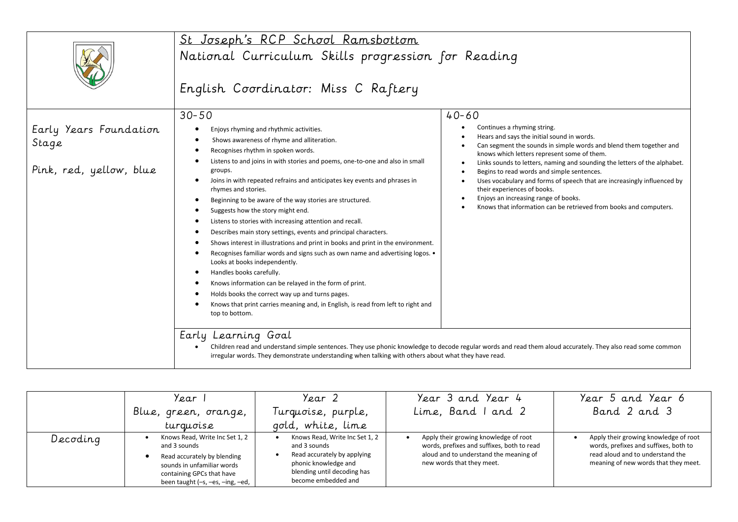# St Joseph's RCP School Ramsbottom

## National Curriculum Skills progression for Reading

English Coordinator: Miss C Raftery

| Early Years Foundation Stage<br><br>Pink, red, yellow, blue | **30-50**<br>• Enjoys rhyming and rhythmic activities.<br>• Shows awareness of rhyme and alliteration.<br>• Recognises rhythm in spoken words.<br>• Listens to and joins in with stories and poems, one-to-one and also in small groups.<br>• Joins in with repeated refrains and anticipates key events and phrases in rhymes and stories.<br>• Beginning to be aware of the way stories are structured.<br>• Suggests how the story might end.<br>• Listens to stories with increasing attention and recall.<br>• Describes main story settings, events and principal characters.<br>• Shows interest in illustrations and print in books and print in the environment.<br>• Recognises familiar words and signs such as own name and advertising logos. • Looks at books independently.<br>• Handles books carefully.<br>• Knows information can be relayed in the form of print.<br>• Holds books the correct way up and turns pages.<br>• Knows that print carries meaning and, in English, is read from left to right and top to bottom. | **40-60**<br>• Continues a rhyming string.<br>• Hears and says the initial sound in words.<br>• Can segment the sounds in simple words and blend them together and knows which letters represent some of them.<br>• Links sounds to letters, naming and sounding the letters of the alphabet.<br>• Begins to read words and simple sentences.<br>• Uses vocabulary and forms of speech that are increasingly influenced by their experiences of books.<br>• Enjoys an increasing range of books.<br>• Knows that information can be retrieved from books and computers. |
|---|---|---|
| | **Early Learning Goal**<br>• Children read and understand simple sentences. They use phonic knowledge to decode regular words and read them aloud accurately. They also read some common irregular words. They demonstrate understanding when talking with others about what they have read. | |

| | Year 1<br>Blue, green, orange, turquoise | Year 2<br>Turquoise, purple, gold, white, lime | Year 3 and Year 4<br>Lime, Band 1 and 2 | Year 5 and Year 6<br>Band 2 and 3 |
|---|---|---|---|---|
| Decoding | • Knows Read, Write Inc Set 1, 2 and 3 sounds<br>• Read accurately by blending sounds in unfamiliar words containing GPCs that have been taught (–s, –es, –ing, –ed, | • Knows Read, Write Inc Set 1, 2 and 3 sounds<br>• Read accurately by applying phonic knowledge and blending until decoding has become embedded and | • Apply their growing knowledge of root words, prefixes and suffixes, both to read aloud and to understand the meaning of new words that they meet. | • Apply their growing knowledge of root words, prefixes and suffixes, both to read aloud and to understand the meaning of new words that they meet. |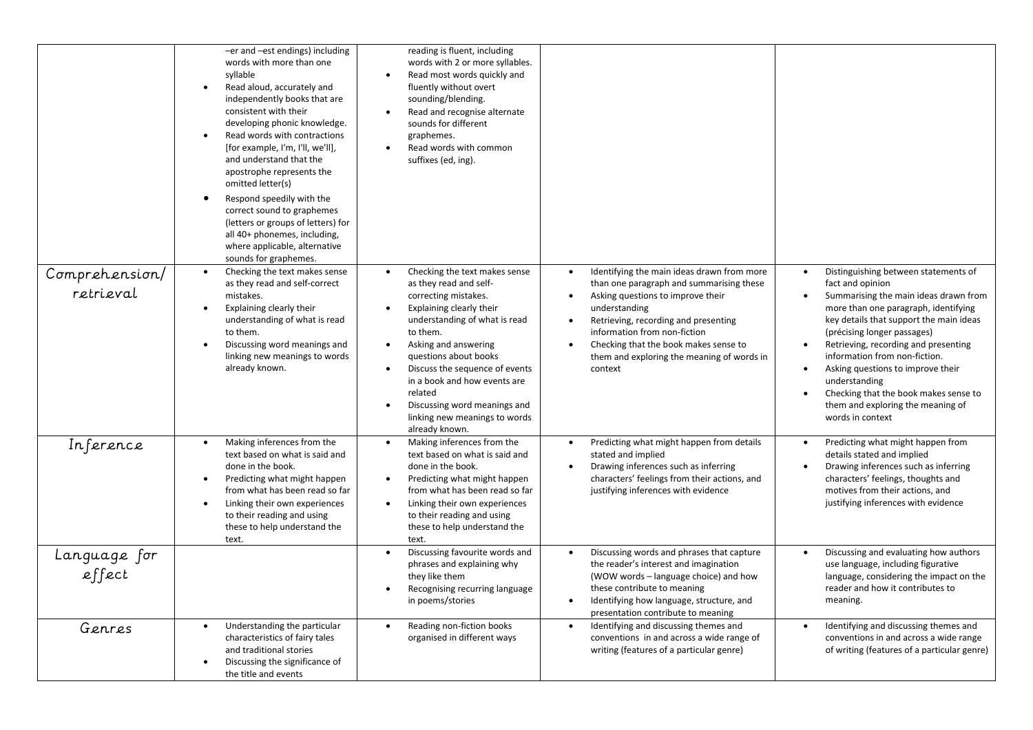|  |  |  |  |  |
|---|---|---|---|---|
|  | –er and –est endings) including words with more than one syllable<br>• Read aloud, accurately and independently books that are consistent with their developing phonic knowledge.<br>• Read words with contractions [for example, I'm, I'll, we'll], and understand that the apostrophe represents the omitted letter(s)<br>• Respond speedily with the correct sound to graphemes (letters or groups of letters) for all 40+ phonemes, including, where applicable, alternative sounds for graphemes. | reading is fluent, including words with 2 or more syllables.<br>• Read most words quickly and fluently without overt sounding/blending.<br>• Read and recognise alternate sounds for different graphemes.<br>• Read words with common suffixes (ed, ing). |  |  |
| Comprehension/ retrieval | • Checking the text makes sense as they read and self-correct mistakes.<br>• Explaining clearly their understanding of what is read to them.<br>• Discussing word meanings and linking new meanings to words already known. | • Checking the text makes sense as they read and self-correcting mistakes.<br>• Explaining clearly their understanding of what is read to them.<br>• Asking and answering questions about books<br>• Discuss the sequence of events in a book and how events are related<br>• Discussing word meanings and linking new meanings to words already known. | • Identifying the main ideas drawn from more than one paragraph and summarising these<br>• Asking questions to improve their understanding<br>• Retrieving, recording and presenting information from non-fiction<br>• Checking that the book makes sense to them and exploring the meaning of words in context | • Distinguishing between statements of fact and opinion<br>• Summarising the main ideas drawn from more than one paragraph, identifying key details that support the main ideas (précising longer passages)<br>• Retrieving, recording and presenting information from non-fiction.<br>• Asking questions to improve their understanding<br>• Checking that the book makes sense to them and exploring the meaning of words in context |
| Inference | • Making inferences from the text based on what is said and done in the book.<br>• Predicting what might happen from what has been read so far<br>• Linking their own experiences to their reading and using these to help understand the text. | • Making inferences from the text based on what is said and done in the book.<br>• Predicting what might happen from what has been read so far<br>• Linking their own experiences to their reading and using these to help understand the text. | • Predicting what might happen from details stated and implied<br>• Drawing inferences such as inferring characters' feelings from their actions, and justifying inferences with evidence | • Predicting what might happen from details stated and implied<br>• Drawing inferences such as inferring characters' feelings, thoughts and motives from their actions, and justifying inferences with evidence |
| Language for effect |  | • Discussing favourite words and phrases and explaining why they like them<br>• Recognising recurring language in poems/stories | • Discussing words and phrases that capture the reader's interest and imagination (WOW words – language choice) and how these contribute to meaning<br>• Identifying how language, structure, and presentation contribute to meaning | • Discussing and evaluating how authors use language, including figurative language, considering the impact on the reader and how it contributes to meaning. |
| Genres | • Understanding the particular characteristics of fairy tales and traditional stories<br>• Discussing the significance of the title and events | • Reading non-fiction books organised in different ways | • Identifying and discussing themes and conventions in and across a wide range of writing (features of a particular genre) | • Identifying and discussing themes and conventions in and across a wide range of writing (features of a particular genre) |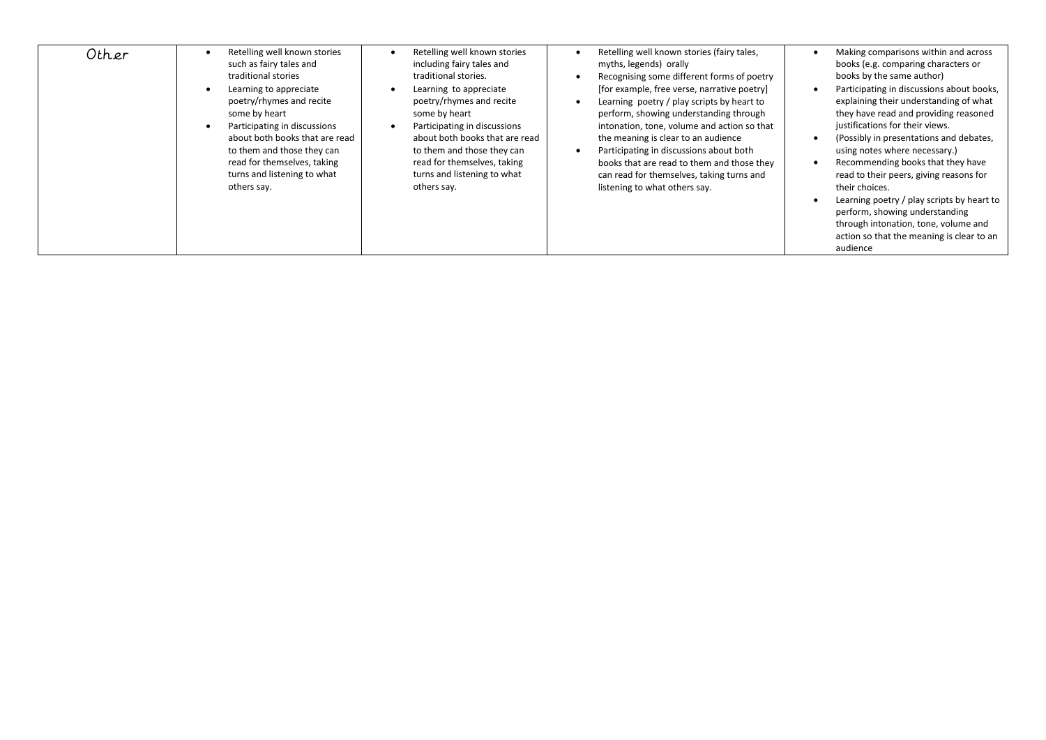| | | | | |
|---|---|---|---|---|
| Other | • Retelling well known stories such as fairy tales and traditional stories<br>• Learning to appreciate poetry/rhymes and recite some by heart<br>• Participating in discussions about both books that are read to them and those they can read for themselves, taking turns and listening to what others say. | • Retelling well known stories including fairy tales and traditional stories.<br>• Learning to appreciate poetry/rhymes and recite some by heart<br>• Participating in discussions about both books that are read to them and those they can read for themselves, taking turns and listening to what others say. | • Retelling well known stories (fairy tales, myths, legends) orally<br>• Recognising some different forms of poetry [for example, free verse, narrative poetry]<br>• Learning poetry / play scripts by heart to perform, showing understanding through intonation, tone, volume and action so that the meaning is clear to an audience<br>• Participating in discussions about both books that are read to them and those they can read for themselves, taking turns and listening to what others say. | • Making comparisons within and across books (e.g. comparing characters or books by the same author)<br>• Participating in discussions about books, explaining their understanding of what they have read and providing reasoned justifications for their views.<br>• (Possibly in presentations and debates, using notes where necessary.)<br>• Recommending books that they have read to their peers, giving reasons for their choices.<br>• Learning poetry / play scripts by heart to perform, showing understanding through intonation, tone, volume and action so that the meaning is clear to an audience |